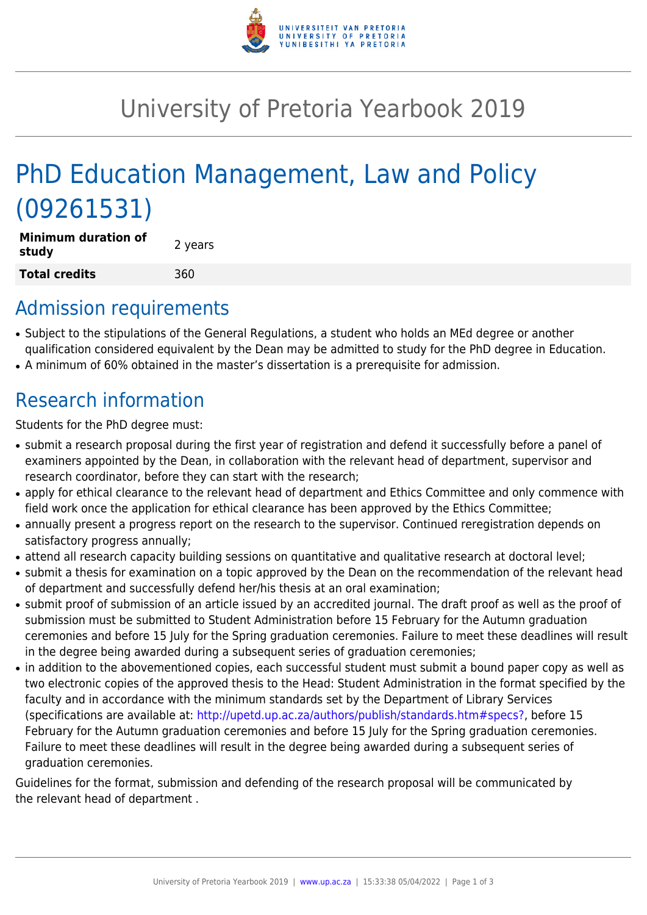# University of Pretoria Yearbook 2019

# PhD Education Management, Law and Policy (09261531)

| **Minimum duration of study** | 2 years |
|---|---|
| **Total credits** | 360 |

## Admission requirements

- Subject to the stipulations of the General Regulations, a student who holds an MEd degree or another qualification considered equivalent by the Dean may be admitted to study for the PhD degree in Education.
- A minimum of 60% obtained in the master's dissertation is a prerequisite for admission.

## Research information

Students for the PhD degree must:

- submit a research proposal during the first year of registration and defend it successfully before a panel of examiners appointed by the Dean, in collaboration with the relevant head of department, supervisor and research coordinator, before they can start with the research;
- apply for ethical clearance to the relevant head of department and Ethics Committee and only commence with field work once the application for ethical clearance has been approved by the Ethics Committee;
- annually present a progress report on the research to the supervisor. Continued reregistration depends on satisfactory progress annually;
- attend all research capacity building sessions on quantitative and qualitative research at doctoral level;
- submit a thesis for examination on a topic approved by the Dean on the recommendation of the relevant head of department and successfully defend her/his thesis at an oral examination;
- submit proof of submission of an article issued by an accredited journal. The draft proof as well as the proof of submission must be submitted to Student Administration before 15 February for the Autumn graduation ceremonies and before 15 July for the Spring graduation ceremonies. Failure to meet these deadlines will result in the degree being awarded during a subsequent series of graduation ceremonies;
- in addition to the abovementioned copies, each successful student must submit a bound paper copy as well as two electronic copies of the approved thesis to the Head: Student Administration in the format specified by the faculty and in accordance with the minimum standards set by the Department of Library Services (specifications are available at: http://upetd.up.ac.za/authors/publish/standards.htm#specs?, before 15 February for the Autumn graduation ceremonies and before 15 July for the Spring graduation ceremonies. Failure to meet these deadlines will result in the degree being awarded during a subsequent series of graduation ceremonies.

Guidelines for the format, submission and defending of the research proposal will be communicated by the relevant head of department .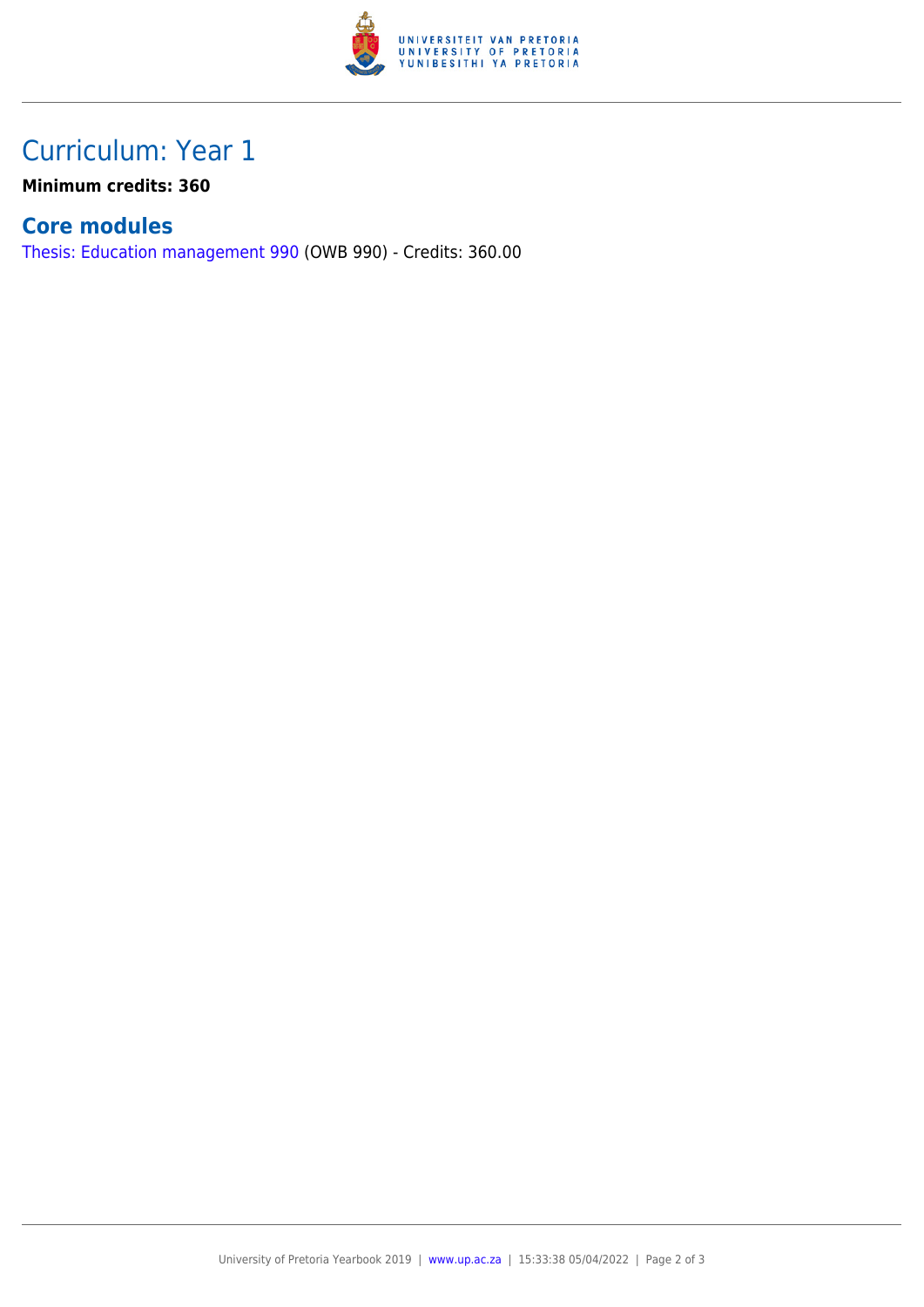# Curriculum: Year 1

**Minimum credits: 360**

## Core modules

Thesis: Education management 990 (OWB 990) - Credits: 360.00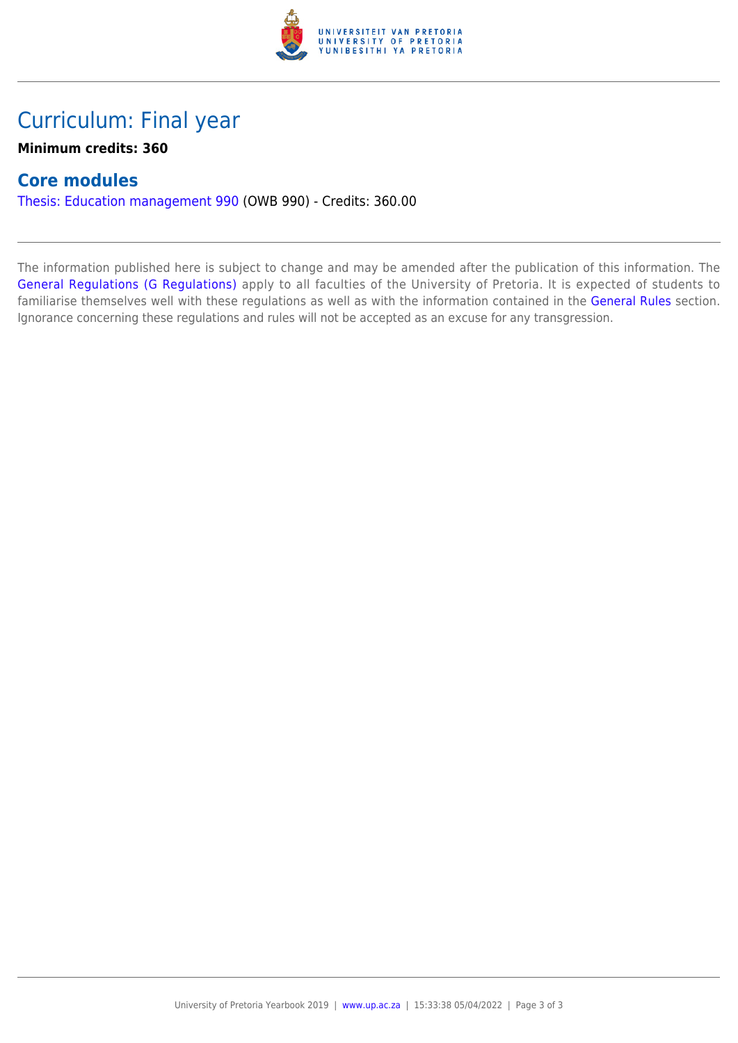## Curriculum: Final year

**Minimum credits: 360**

### Core modules

Thesis: Education management 990 (OWB 990) - Credits: 360.00

The information published here is subject to change and may be amended after the publication of this information. The General Regulations (G Regulations) apply to all faculties of the University of Pretoria. It is expected of students to familiarise themselves well with these regulations as well as with the information contained in the General Rules section. Ignorance concerning these regulations and rules will not be accepted as an excuse for any transgression.